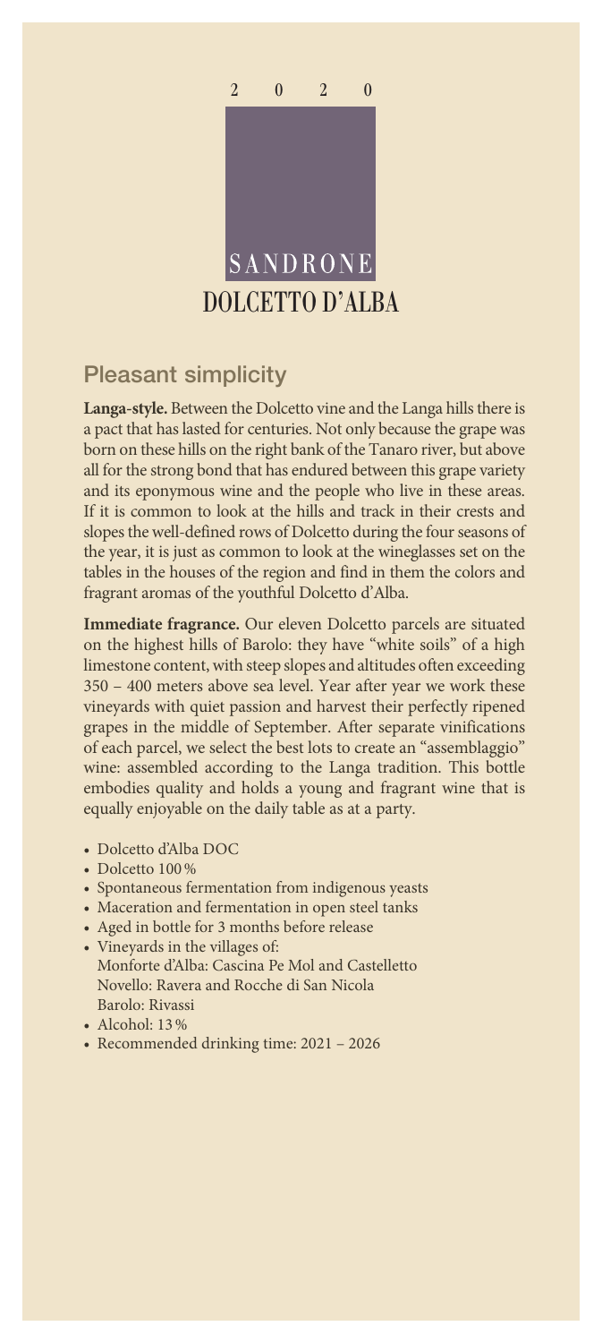2 0 2 0

SANDRONE

# DOLCETTO D'ALBA

## Pleasant simplicity

**Langa-style.** Between the Dolcetto vine and the Langa hills there is a pact that has lasted for centuries. Not only because the grape was born on these hills on the right bank of the Tanaro river, but above all for the strong bond that has endured between this grape variety and its eponymous wine and the people who live in these areas. If it is common to look at the hills and track in their crests and slopes the well-defined rows of Dolcetto during the four seasons of the year, it is just as common to look at the wineglasses set on the tables in the houses of the region and find in them the colors and fragrant aromas of the youthful Dolcetto d'Alba.

**Immediate fragrance.** Our eleven Dolcetto parcels are situated on the highest hills of Barolo: they have "white soils" of a high limestone content, with steep slopes and altitudes often exceeding 350 – 400 meters above sea level. Year after year we work these vineyards with quiet passion and harvest their perfectly ripened grapes in the middle of September. After separate vinifications of each parcel, we select the best lots to create an "assemblaggio" wine: assembled according to the Langa tradition. This bottle embodies quality and holds a young and fragrant wine that is equally enjoyable on the daily table as at a party.

- Dolcetto d'Alba DOC
- Dolcetto 100 %
- Spontaneous fermentation from indigenous yeasts
- Maceration and fermentation in open steel tanks
- Aged in bottle for 3 months before release
- Vineyards in the villages of:
  Monforte d'Alba: Cascina Pe Mol and Castelletto
  Novello: Ravera and Rocche di San Nicola
  Barolo: Rivassi
- Alcohol: 13 %
- Recommended drinking time: 2021 – 2026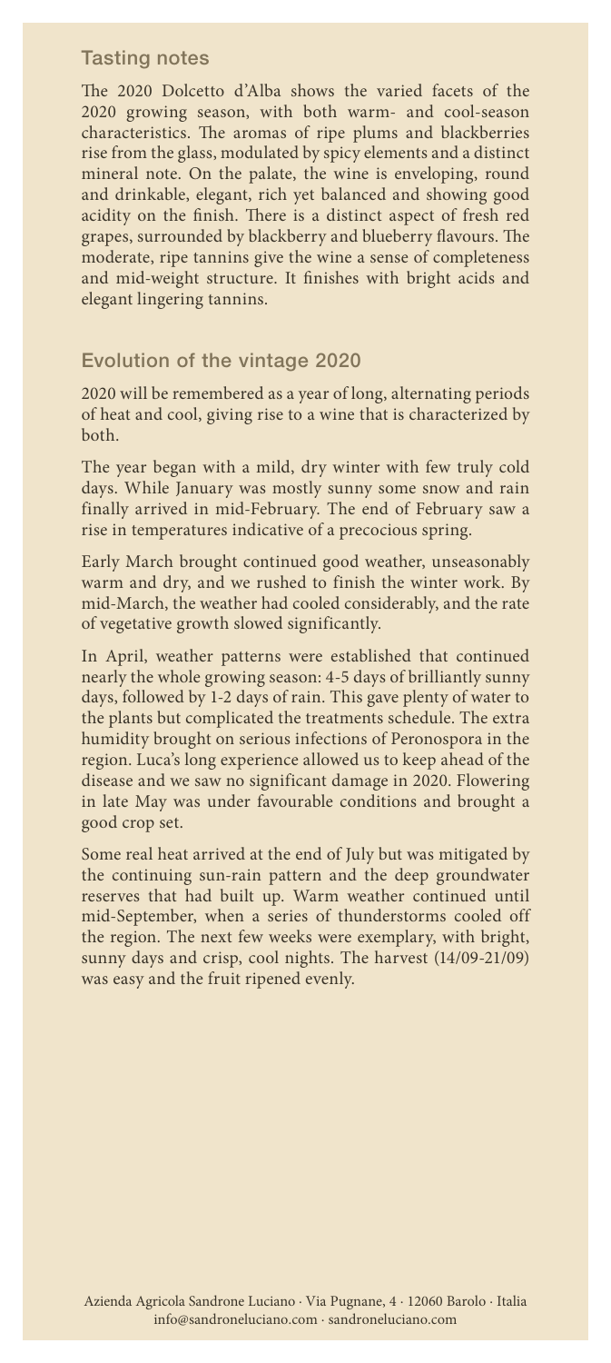## Tasting notes

The 2020 Dolcetto d'Alba shows the varied facets of the 2020 growing season, with both warm- and cool-season characteristics. The aromas of ripe plums and blackberries rise from the glass, modulated by spicy elements and a distinct mineral note. On the palate, the wine is enveloping, round and drinkable, elegant, rich yet balanced and showing good acidity on the finish. There is a distinct aspect of fresh red grapes, surrounded by blackberry and blueberry flavours. The moderate, ripe tannins give the wine a sense of completeness and mid-weight structure. It finishes with bright acids and elegant lingering tannins.

## Evolution of the vintage 2020

2020 will be remembered as a year of long, alternating periods of heat and cool, giving rise to a wine that is characterized by both.

The year began with a mild, dry winter with few truly cold days. While January was mostly sunny some snow and rain finally arrived in mid-February. The end of February saw a rise in temperatures indicative of a precocious spring.

Early March brought continued good weather, unseasonably warm and dry, and we rushed to finish the winter work. By mid-March, the weather had cooled considerably, and the rate of vegetative growth slowed significantly.

In April, weather patterns were established that continued nearly the whole growing season: 4-5 days of brilliantly sunny days, followed by 1-2 days of rain. This gave plenty of water to the plants but complicated the treatments schedule. The extra humidity brought on serious infections of Peronospora in the region. Luca's long experience allowed us to keep ahead of the disease and we saw no significant damage in 2020. Flowering in late May was under favourable conditions and brought a good crop set.

Some real heat arrived at the end of July but was mitigated by the continuing sun-rain pattern and the deep groundwater reserves that had built up. Warm weather continued until mid-September, when a series of thunderstorms cooled off the region. The next few weeks were exemplary, with bright, sunny days and crisp, cool nights. The harvest (14/09-21/09) was easy and the fruit ripened evenly.

Azienda Agricola Sandrone Luciano · Via Pugnane, 4 · 12060 Barolo · Italia
info@sandroneluciano.com · sandroneluciano.com